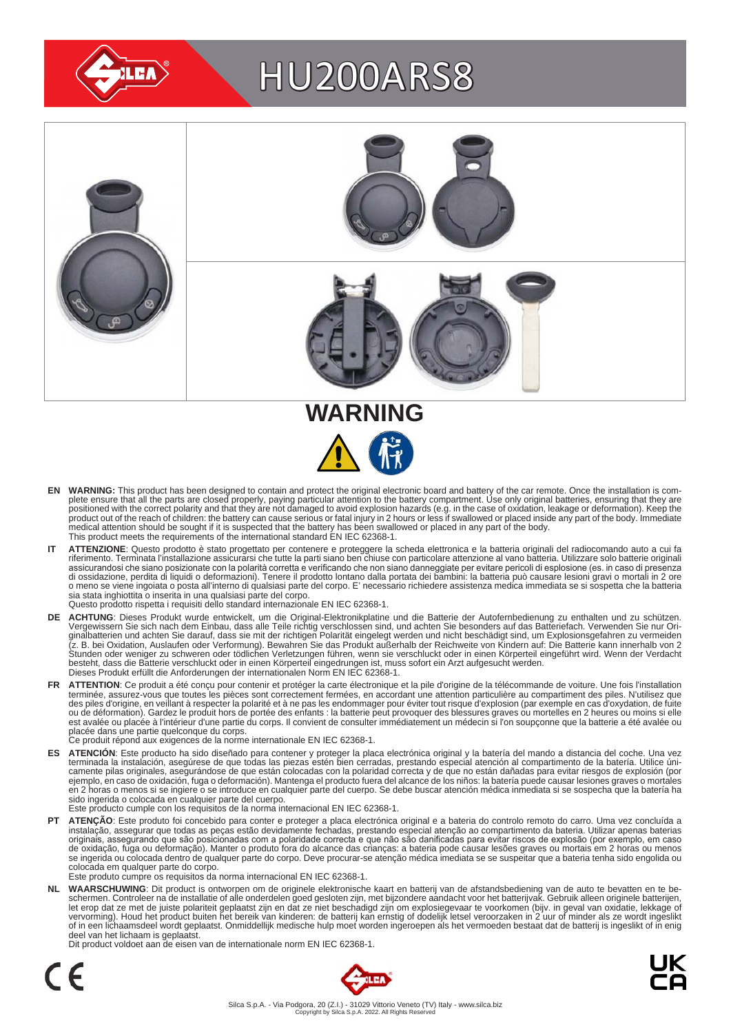# HU200ARS8

## WARNING

**EN** **WARNING:** This product has been designed to contain and protect the original electronic board and battery of the car remote. Once the installation is complete ensure that all the parts are closed properly, paying particular attention to the battery compartment. Use only original batteries, ensuring that they are positioned with the correct polarity and that they are not damaged to avoid explosion hazards (e.g. in the case of oxidation, leakage or deformation). Keep the product out of the reach of children: the battery can cause serious or fatal injury in 2 hours or less if swallowed or placed inside any part of the body. Immediate medical attention should be sought if it is suspected that the battery has been swallowed or placed in any part of the body.
This product meets the requirements of the international standard EN IEC 62368-1.

**IT** **ATTENZIONE**: Questo prodotto è stato progettato per contenere e proteggere la scheda elettronica e la batteria originali del radiocomando auto a cui fa riferimento. Terminata l'installazione assicurarsi che tutte la parti siano ben chiuse con particolare attenzione al vano batteria. Utilizzare solo batterie originali assicurandosi che siano posizionate con la polarità corretta e verificando che non siano danneggiate per evitare pericoli di esplosione (es. in caso di presenza di ossidazione, perdita di liquidi o deformazioni). Tenere il prodotto lontano dalla portata dei bambini: la batteria può causare lesioni gravi o mortali in 2 ore o meno se viene ingoiata o posta all'interno di qualsiasi parte del corpo. E' necessario richiedere assistenza medica immediata se si sospetta che la batteria sia stata inghiottita o inserita in una qualsiasi parte del corpo.
Questo prodotto rispetta i requisiti dello standard internazionale EN IEC 62368-1.

**DE** **ACHTUNG**: Dieses Produkt wurde entwickelt, um die Original-Elektronikplatine und die Batterie der Autofernbedienung zu enthalten und zu schützen. Vergewissern Sie sich nach dem Einbau, dass alle Teile richtig verschlossen sind, und achten Sie besonders auf das Batteriefach. Verwenden Sie nur Originalbatterien und achten Sie darauf, dass sie mit der richtigen Polarität eingelegt werden und nicht beschädigt sind, um Explosionsgefahren zu vermeiden (z. B. bei Oxidation, Auslaufen oder Verformung). Bewahren Sie das Produkt außerhalb der Reichweite von Kindern auf: Die Batterie kann innerhalb von 2 Stunden oder weniger zu schweren oder tödlichen Verletzungen führen, wenn sie verschluckt oder in einen Körperteil eingeführt wird. Wenn der Verdacht besteht, dass die Batterie verschluckt oder in einen Körperteil eingedrungen ist, muss sofort ein Arzt aufgesucht werden.
Dieses Produkt erfüllt die Anforderungen der internationalen Norm EN IEC 62368-1.

**FR** **ATTENTION**: Ce produit a été conçu pour contenir et protéger la carte électronique et la pile d'origine de la télécommande de voiture. Une fois l'installation terminée, assurez-vous que toutes les pièces sont correctement fermées, en accordant une attention particulière au compartiment des piles. N'utilisez que des piles d'origine, en veillant à respecter la polarité et à ne pas les endommager pour éviter tout risque d'explosion (par exemple en cas d'oxydation, de fuite ou de déformation). Gardez le produit hors de portée des enfants : la batterie peut provoquer des blessures graves ou mortelles en 2 heures ou moins si elle est avalée ou placée à l'intérieur d'une partie du corps. Il convient de consulter immédiatement un médecin si l'on soupçonne que la batterie a été avalée ou placée dans une partie quelconque du corps.
Ce produit répond aux exigences de la norme internationale EN IEC 62368-1.

**ES** **ATENCIÓN**: Este producto ha sido diseñado para contener y proteger la placa electrónica original y la batería del mando a distancia del coche. Una vez terminada la instalación, asegúrese de que todas las piezas estén bien cerradas, prestando especial atención al compartimento de la batería. Utilice únicamente pilas originales, asegurándose de que están colocadas con la polaridad correcta y de que no están dañadas para evitar riesgos de explosión (por ejemplo, en caso de oxidación, fuga o deformación). Mantenga el producto fuera del alcance de los niños: la batería puede causar lesiones graves o mortales en 2 horas o menos si se ingiere o se introduce en cualquier parte del cuerpo. Se debe buscar atención médica inmediata si se sospecha que la batería ha sido ingerida o colocada en cualquier parte del cuerpo.
Este producto cumple con los requisitos de la norma internacional EN IEC 62368-1.

**PT** **ATENÇÃO**: Este produto foi concebido para conter e proteger a placa electrónica original e a bateria do controlo remoto do carro. Uma vez concluída a instalação, assegurar que todas as peças estão devidamente fechadas, prestando especial atenção ao compartimento da bateria. Utilizar apenas baterias originais, assegurando que são posicionadas com a polaridade correcta e que não são danificadas para evitar riscos de explosão (por exemplo, em caso de oxidação, fuga ou deformação). Manter o produto fora do alcance das crianças: a bateria pode causar lesões graves ou mortais em 2 horas ou menos se ingerida ou colocada dentro de qualquer parte do corpo. Deve procurar-se atenção médica imediata se se suspeitar que a bateria tenha sido engolida ou colocada em qualquer parte do corpo.
Este produto cumpre os requisitos da norma internacional EN IEC 62368-1.

**NL** **WAARSCHUWING**: Dit product is ontworpen om de originele elektronische kaart en batterij van de afstandsbediening van de auto te bevatten en te beschermen. Controleer na de installatie of alle onderdelen goed gesloten zijn, met bijzondere aandacht voor het batterijvak. Gebruik alleen originele batterijen, let erop dat ze met de juiste polariteit geplaatst zijn en dat ze niet beschadigd zijn om explosiegevaar te voorkomen (bijv. in geval van oxidatie, lekkage of vervorming). Houd het product buiten het bereik van kinderen: de batterij kan ernstig of dodelijk letsel veroorzaken in 2 uur of minder als ze wordt ingeslikt of in een lichaamsdeel wordt geplaatst. Onmiddellijk medische hulp moet worden ingeroepen als het vermoeden bestaat dat de batterij is ingeslikt of in enig deel van het lichaam is geplaatst.
Dit product voldoet aan de eisen van de internationale norm EN IEC 62368-1.

CE UK CA

Silca S.p.A. - Via Podgora, 20 (Z.I.) - 31029 Vittorio Veneto (TV) Italy - www.silca.biz
Copyright by Silca S.p.A. 2022. All Rights Reserved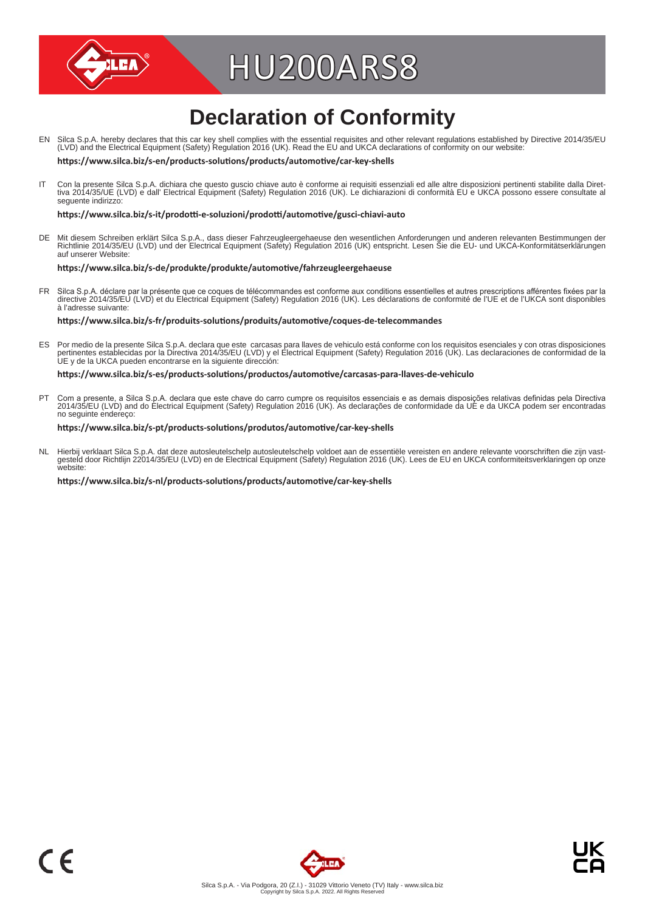# HU200ARS8

## Declaration of Conformity

EN Silca S.p.A. hereby declares that this car key shell complies with the essential requisites and other relevant regulations established by Directive 2014/35/EU (LVD) and the Electrical Equipment (Safety) Regulation 2016 (UK). Read the EU and UKCA declarations of conformity on our website:

**https://www.silca.biz/s-en/products-solutions/products/automotive/car-key-shells**

IT Con la presente Silca S.p.A. dichiara che questo guscio chiave auto è conforme ai requisiti essenziali ed alle altre disposizioni pertinenti stabilite dalla Direttiva 2014/35/UE (LVD) e dall' Electrical Equipment (Safety) Regulation 2016 (UK). Le dichiarazioni di conformità EU e UKCA possono essere consultate al seguente indirizzo:

**https://www.silca.biz/s-it/prodotti-e-soluzioni/prodotti/automotive/gusci-chiavi-auto**

DE Mit diesem Schreiben erklärt Silca S.p.A., dass dieser Fahrzeugleergehaeuse den wesentlichen Anforderungen und anderen relevanten Bestimmungen der Richtlinie 2014/35/EU (LVD) und der Electrical Equipment (Safety) Regulation 2016 (UK) entspricht. Lesen Sie die EU- und UKCA-Konformitätserklärungen auf unserer Website:

**https://www.silca.biz/s-de/produkte/produkte/automotive/fahrzeugleergehaeuse**

FR Silca S.p.A. déclare par la présente que ce coques de télécommandes est conforme aux conditions essentielles et autres prescriptions afférentes fixées par la directive 2014/35/EU (LVD) et du Electrical Equipment (Safety) Regulation 2016 (UK). Les déclarations de conformité de l'UE et de l'UKCA sont disponibles à l'adresse suivante:

**https://www.silca.biz/s-fr/produits-solutions/produits/automotive/coques-de-telecommandes**

ES Por medio de la presente Silca S.p.A. declara que este carcasas para llaves de vehiculo está conforme con los requisitos esenciales y con otras disposiciones pertinentes establecidas por la Directiva 2014/35/EU (LVD) y el Electrical Equipment (Safety) Regulation 2016 (UK). Las declaraciones de conformidad de la UE y de la UKCA pueden encontrarse en la siguiente dirección:

**https://www.silca.biz/s-es/products-solutions/productos/automotive/carcasas-para-llaves-de-vehiculo**

PT Com a presente, a Silca S.p.A. declara que este chave do carro cumpre os requisitos essenciais e as demais disposições relativas definidas pela Directiva 2014/35/EU (LVD) and do Electrical Equipment (Safety) Regulation 2016 (UK). As declarações de conformidade da UE e da UKCA podem ser encontradas no seguinte endereço:

**https://www.silca.biz/s-pt/products-solutions/produtos/automotive/car-key-shells**

NL Hierbij verklaart Silca S.p.A. dat deze autosleutelschelp autosleutelschelp voldoet aan de essentiële vereisten en andere relevante voorschriften die zijn vastgesteld door Richtlijn 22014/35/EU (LVD) en de Electrical Equipment (Safety) Regulation 2016 (UK). Lees de EU en UKCA conformiteitsverklaringen op onze website:

**https://www.silca.biz/s-nl/products-solutions/products/automotive/car-key-shells**

CE

UK CA

Silca S.p.A. - Via Podgora, 20 (Z.I.) - 31029 Vittorio Veneto (TV) Italy - www.silca.biz
Copyright by Silca S.p.A. 2022. All Rights Reserved